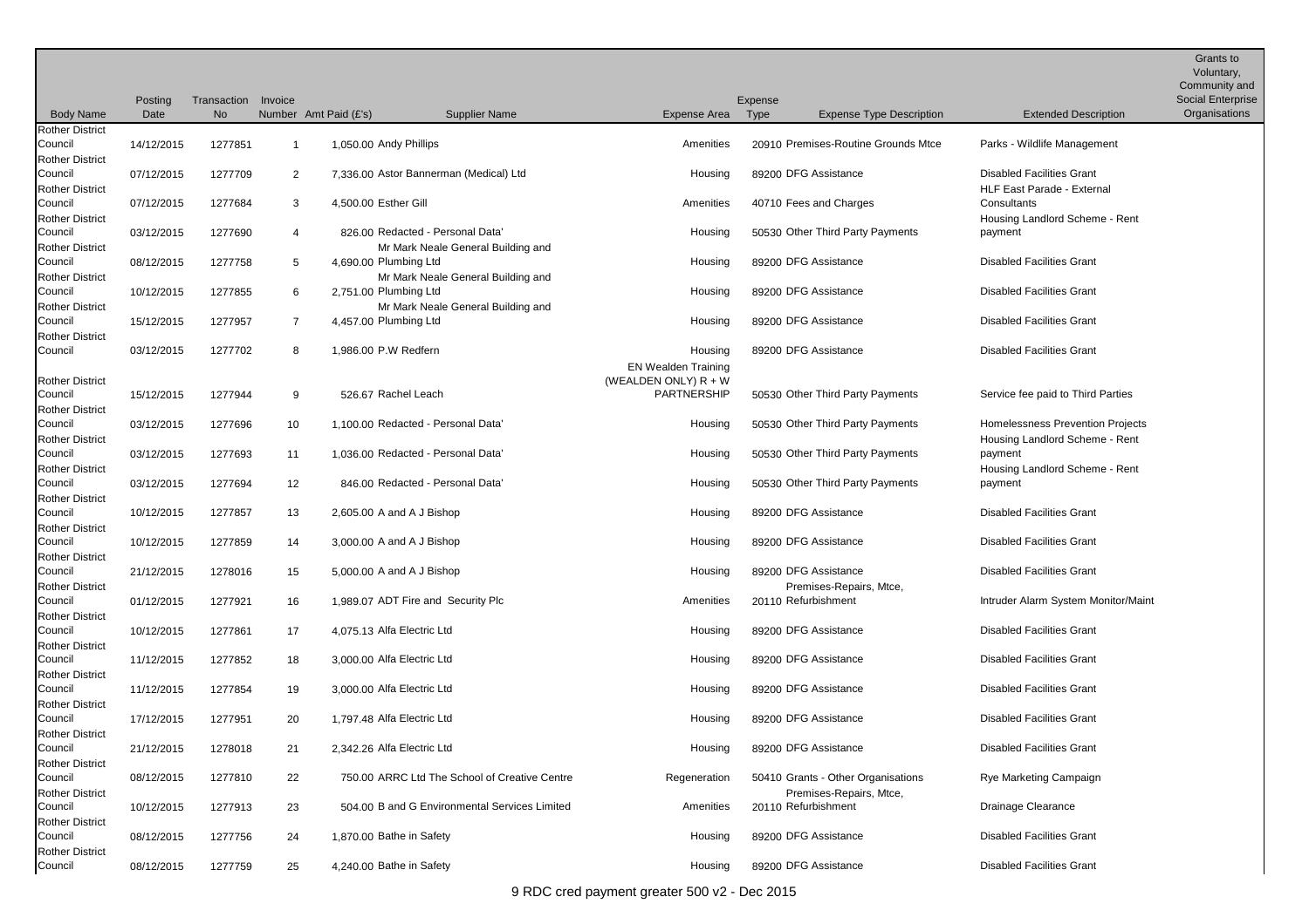| Body Name | Posting Date | Transaction No | Invoice Number | Amt Paid (£'s) | Supplier Name | Expense Area | Expense Type | Expense Type Description | Extended Description | Grants to Voluntary, Community and Social Enterprise Organisations |
|---|---|---|---|---|---|---|---|---|---|---|
| Rother District Council | 14/12/2015 | 1277851 | 1 | 1,050.00 | Andy Phillips | Amenities | 20910 | Premises-Routine Grounds Mtce | Parks - Wildlife Management | |
| Rother District Council | 07/12/2015 | 1277709 | 2 | 7,336.00 | Astor Bannerman (Medical) Ltd | Housing | 89200 | DFG Assistance | Disabled Facilities Grant | |
| Rother District Council | 07/12/2015 | 1277684 | 3 | 4,500.00 | Esther Gill | Amenities | 40710 | Fees and Charges | HLF East Parade - External Consultants | |
| Rother District Council | 03/12/2015 | 1277690 | 4 | 826.00 | Redacted - Personal Data' | Housing | 50530 | Other Third Party Payments | Housing Landlord Scheme - Rent payment | |
| Rother District Council | 08/12/2015 | 1277758 | 5 | 4,690.00 | Mr Mark Neale General Building and Plumbing Ltd | Housing | 89200 | DFG Assistance | Disabled Facilities Grant | |
| Rother District Council | 10/12/2015 | 1277855 | 6 | 2,751.00 | Mr Mark Neale General Building and Plumbing Ltd | Housing | 89200 | DFG Assistance | Disabled Facilities Grant | |
| Rother District Council | 15/12/2015 | 1277957 | 7 | 4,457.00 | Mr Mark Neale General Building and Plumbing Ltd | Housing | 89200 | DFG Assistance | Disabled Facilities Grant | |
| Rother District Council | 03/12/2015 | 1277702 | 8 | 1,986.00 | P.W Redfern | Housing | 89200 | DFG Assistance | Disabled Facilities Grant | |
| Rother District Council | 15/12/2015 | 1277944 | 9 | 526.67 | Rachel Leach | EN Wealden Training (WEALDEN ONLY) R + W PARTNERSHIP | 50530 | Other Third Party Payments | Service fee paid to Third Parties | |
| Rother District Council | 03/12/2015 | 1277696 | 10 | 1,100.00 | Redacted - Personal Data' | Housing | 50530 | Other Third Party Payments | Homelessness Prevention Projects | |
| Rother District Council | 03/12/2015 | 1277693 | 11 | 1,036.00 | Redacted - Personal Data' | Housing | 50530 | Other Third Party Payments | Housing Landlord Scheme - Rent payment | |
| Rother District Council | 03/12/2015 | 1277694 | 12 | 846.00 | Redacted - Personal Data' | Housing | 50530 | Other Third Party Payments | Housing Landlord Scheme - Rent payment | |
| Rother District Council | 10/12/2015 | 1277857 | 13 | 2,605.00 | A and A J Bishop | Housing | 89200 | DFG Assistance | Disabled Facilities Grant | |
| Rother District Council | 10/12/2015 | 1277859 | 14 | 3,000.00 | A and A J Bishop | Housing | 89200 | DFG Assistance | Disabled Facilities Grant | |
| Rother District Council | 21/12/2015 | 1278016 | 15 | 5,000.00 | A and A J Bishop | Housing | 89200 | DFG Assistance | Disabled Facilities Grant | |
| Rother District Council | 01/12/2015 | 1277921 | 16 | 1,989.07 | ADT Fire and Security Plc | Amenities | 20110 | Premises-Repairs, Mtce, Refurbishment | Intruder Alarm System Monitor/Maint | |
| Rother District Council | 10/12/2015 | 1277861 | 17 | 4,075.13 | Alfa Electric Ltd | Housing | 89200 | DFG Assistance | Disabled Facilities Grant | |
| Rother District Council | 11/12/2015 | 1277852 | 18 | 3,000.00 | Alfa Electric Ltd | Housing | 89200 | DFG Assistance | Disabled Facilities Grant | |
| Rother District Council | 11/12/2015 | 1277854 | 19 | 3,000.00 | Alfa Electric Ltd | Housing | 89200 | DFG Assistance | Disabled Facilities Grant | |
| Rother District Council | 17/12/2015 | 1277951 | 20 | 1,797.48 | Alfa Electric Ltd | Housing | 89200 | DFG Assistance | Disabled Facilities Grant | |
| Rother District Council | 21/12/2015 | 1278018 | 21 | 2,342.26 | Alfa Electric Ltd | Housing | 89200 | DFG Assistance | Disabled Facilities Grant | |
| Rother District Council | 08/12/2015 | 1277810 | 22 | 750.00 | ARRC Ltd The School of Creative Centre | Regeneration | 50410 | Grants - Other Organisations | Rye Marketing Campaign | |
| Rother District Council | 10/12/2015 | 1277913 | 23 | 504.00 | B and G Environmental Services Limited | Amenities | 20110 | Premises-Repairs, Mtce, Refurbishment | Drainage Clearance | |
| Rother District Council | 08/12/2015 | 1277756 | 24 | 1,870.00 | Bathe in Safety | Housing | 89200 | DFG Assistance | Disabled Facilities Grant | |
| Rother District Council | 08/12/2015 | 1277759 | 25 | 4,240.00 | Bathe in Safety | Housing | 89200 | DFG Assistance | Disabled Facilities Grant | |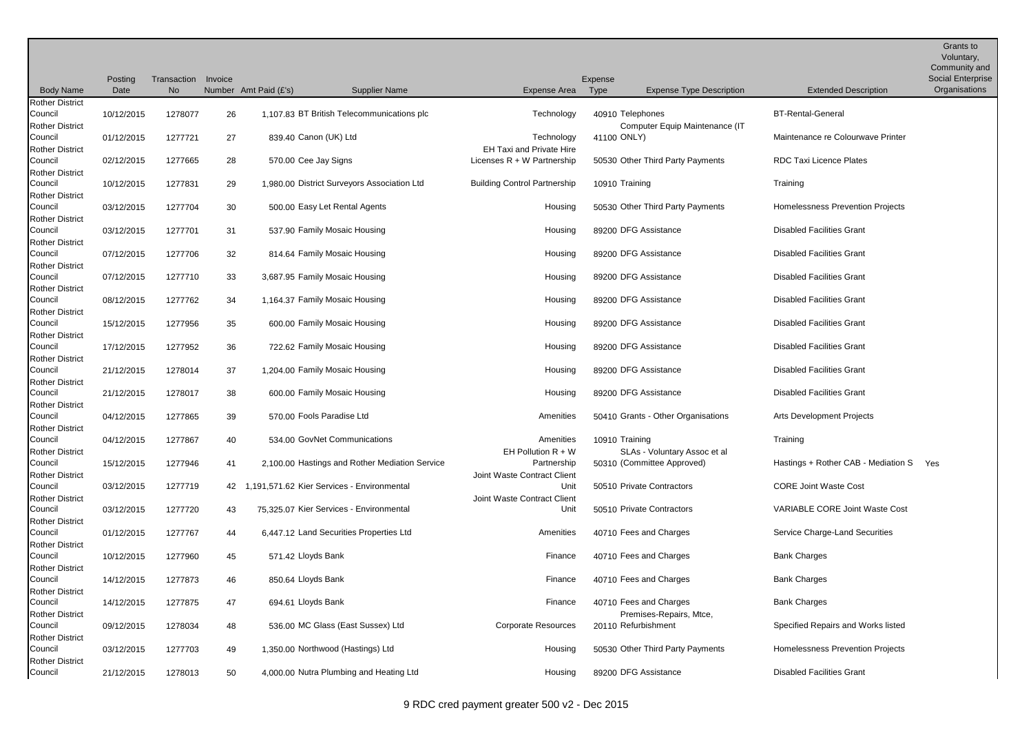| Body Name | Posting Date | Transaction No | Invoice Number | Amt Paid (£'s) | Supplier Name | Expense Area | Expense Type | Expense Type Description | Extended Description | Grants to Voluntary, Community and Social Enterprise Organisations |
|---|---|---|---|---|---|---|---|---|---|---|
| Rother District Council | 10/12/2015 | 1278077 | 26 | 1,107.83 | BT British Telecommunications plc | Technology | 40910 | Telephones | BT-Rental-General | |
| Rother District Council | 01/12/2015 | 1277721 | 27 | 839.40 | Canon (UK) Ltd | Technology | 41100 | Computer Equip Maintenance (IT ONLY) | Maintenance re Colourwave Printer | |
| Rother District Council | 02/12/2015 | 1277665 | 28 | 570.00 | Cee Jay Signs | EH Taxi and Private Hire Licenses R + W Partnership | 50530 | Other Third Party Payments | RDC Taxi Licence Plates | |
| Rother District Council | 10/12/2015 | 1277831 | 29 | 1,980.00 | District Surveyors Association Ltd | Building Control Partnership | 10910 | Training | Training | |
| Rother District Council | 03/12/2015 | 1277704 | 30 | 500.00 | Easy Let Rental Agents | Housing | 50530 | Other Third Party Payments | Homelessness Prevention Projects | |
| Rother District Council | 03/12/2015 | 1277701 | 31 | 537.90 | Family Mosaic Housing | Housing | 89200 | DFG Assistance | Disabled Facilities Grant | |
| Rother District Council | 07/12/2015 | 1277706 | 32 | 814.64 | Family Mosaic Housing | Housing | 89200 | DFG Assistance | Disabled Facilities Grant | |
| Rother District Council | 07/12/2015 | 1277710 | 33 | 3,687.95 | Family Mosaic Housing | Housing | 89200 | DFG Assistance | Disabled Facilities Grant | |
| Rother District Council | 08/12/2015 | 1277762 | 34 | 1,164.37 | Family Mosaic Housing | Housing | 89200 | DFG Assistance | Disabled Facilities Grant | |
| Rother District Council | 15/12/2015 | 1277956 | 35 | 600.00 | Family Mosaic Housing | Housing | 89200 | DFG Assistance | Disabled Facilities Grant | |
| Rother District Council | 17/12/2015 | 1277952 | 36 | 722.62 | Family Mosaic Housing | Housing | 89200 | DFG Assistance | Disabled Facilities Grant | |
| Rother District Council | 21/12/2015 | 1278014 | 37 | 1,204.00 | Family Mosaic Housing | Housing | 89200 | DFG Assistance | Disabled Facilities Grant | |
| Rother District Council | 21/12/2015 | 1278017 | 38 | 600.00 | Family Mosaic Housing | Housing | 89200 | DFG Assistance | Disabled Facilities Grant | |
| Rother District Council | 04/12/2015 | 1277865 | 39 | 570.00 | Fools Paradise Ltd | Amenities | 50410 | Grants - Other Organisations | Arts Development Projects | |
| Rother District Council | 04/12/2015 | 1277867 | 40 | 534.00 | GovNet Communications | Amenities | 10910 | Training | Training | |
| Rother District Council | 15/12/2015 | 1277946 | 41 | 2,100.00 | Hastings and Rother Mediation Service | EH Pollution R + W Partnership | 50310 | SLAs - Voluntary Assoc et al (Committee Approved) | Hastings + Rother CAB - Mediation S | Yes |
| Rother District Council | 03/12/2015 | 1277719 | 42 | 1,191,571.62 | Kier Services - Environmental | Joint Waste Contract Client Unit | 50510 | Private Contractors | CORE Joint Waste Cost | |
| Rother District Council | 03/12/2015 | 1277720 | 43 | 75,325.07 | Kier Services - Environmental | Joint Waste Contract Client Unit | 50510 | Private Contractors | VARIABLE CORE Joint Waste Cost | |
| Rother District Council | 01/12/2015 | 1277767 | 44 | 6,447.12 | Land Securities Properties Ltd | Amenities | 40710 | Fees and Charges | Service Charge-Land Securities | |
| Rother District Council | 10/12/2015 | 1277960 | 45 | 571.42 | Lloyds Bank | Finance | 40710 | Fees and Charges | Bank Charges | |
| Rother District Council | 14/12/2015 | 1277873 | 46 | 850.64 | Lloyds Bank | Finance | 40710 | Fees and Charges | Bank Charges | |
| Rother District Council | 14/12/2015 | 1277875 | 47 | 694.61 | Lloyds Bank | Finance | 40710 | Fees and Charges | Bank Charges | |
| Rother District Council | 09/12/2015 | 1278034 | 48 | 536.00 | MC Glass (East Sussex) Ltd | Corporate Resources | 20110 | Premises-Repairs, Mtce, Refurbishment | Specified Repairs and Works listed | |
| Rother District Council | 03/12/2015 | 1277703 | 49 | 1,350.00 | Northwood (Hastings) Ltd | Housing | 50530 | Other Third Party Payments | Homelessness Prevention Projects | |
| Rother District Council | 21/12/2015 | 1278013 | 50 | 4,000.00 | Nutra Plumbing and Heating Ltd | Housing | 89200 | DFG Assistance | Disabled Facilities Grant | |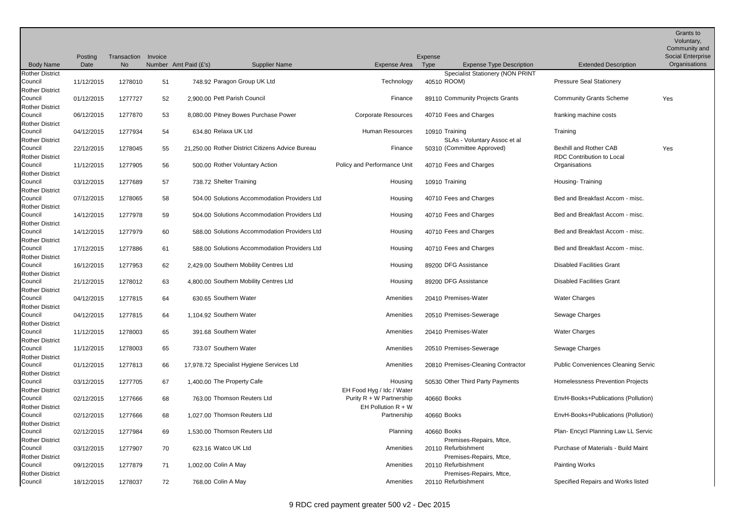| Body Name | Posting Date | Transaction No | Invoice Number | Amt Paid (£'s) | Supplier Name | Expense Area | Expense Type | Expense Type Description | Extended Description | Grants to Voluntary, Community and Social Enterprise Organisations |
|---|---|---|---|---|---|---|---|---|---|---|
| Rother District Council | 11/12/2015 | 1278010 | 51 | 748.92 | Paragon Group UK Ltd | Technology | 40510 | Specialist Stationery (NON PRINT ROOM) | Pressure Seal Stationery | |
| Rother District Council | 01/12/2015 | 1277727 | 52 | 2,900.00 | Pett Parish Council | Finance | 89110 | Community Projects Grants | Community Grants Scheme | Yes |
| Rother District Council | 06/12/2015 | 1277870 | 53 | 8,080.00 | Pitney Bowes Purchase Power | Corporate Resources | 40710 | Fees and Charges | franking machine costs | |
| Rother District Council | 04/12/2015 | 1277934 | 54 | 634.80 | Relaxa UK Ltd | Human Resources | 10910 | Training | Training | |
| Rother District Council | 22/12/2015 | 1278045 | 55 | 21,250.00 | Rother District Citizens Advice Bureau | Finance | 50310 | SLAs - Voluntary Assoc et al (Committee Approved) | Bexhill and Rother CAB | Yes |
| Rother District Council | 11/12/2015 | 1277905 | 56 | 500.00 | Rother Voluntary Action | Policy and Performance Unit | 40710 | Fees and Charges | RDC Contribution to Local Organisations | |
| Rother District Council | 03/12/2015 | 1277689 | 57 | 738.72 | Shelter Training | Housing | 10910 | Training | Housing- Training | |
| Rother District Council | 07/12/2015 | 1278065 | 58 | 504.00 | Solutions Accommodation Providers Ltd | Housing | 40710 | Fees and Charges | Bed and Breakfast Accom - misc. | |
| Rother District Council | 14/12/2015 | 1277978 | 59 | 504.00 | Solutions Accommodation Providers Ltd | Housing | 40710 | Fees and Charges | Bed and Breakfast Accom - misc. | |
| Rother District Council | 14/12/2015 | 1277979 | 60 | 588.00 | Solutions Accommodation Providers Ltd | Housing | 40710 | Fees and Charges | Bed and Breakfast Accom - misc. | |
| Rother District Council | 17/12/2015 | 1277886 | 61 | 588.00 | Solutions Accommodation Providers Ltd | Housing | 40710 | Fees and Charges | Bed and Breakfast Accom - misc. | |
| Rother District Council | 16/12/2015 | 1277953 | 62 | 2,429.00 | Southern Mobility Centres Ltd | Housing | 89200 | DFG Assistance | Disabled Facilities Grant | |
| Rother District Council | 21/12/2015 | 1278012 | 63 | 4,800.00 | Southern Mobility Centres Ltd | Housing | 89200 | DFG Assistance | Disabled Facilities Grant | |
| Rother District Council | 04/12/2015 | 1277815 | 64 | 630.65 | Southern Water | Amenities | 20410 | Premises-Water | Water Charges | |
| Rother District Council | 04/12/2015 | 1277815 | 64 | 1,104.92 | Southern Water | Amenities | 20510 | Premises-Sewerage | Sewage Charges | |
| Rother District Council | 11/12/2015 | 1278003 | 65 | 391.68 | Southern Water | Amenities | 20410 | Premises-Water | Water Charges | |
| Rother District Council | 11/12/2015 | 1278003 | 65 | 733.07 | Southern Water | Amenities | 20510 | Premises-Sewerage | Sewage Charges | |
| Rother District Council | 01/12/2015 | 1277813 | 66 | 17,978.72 | Specialist Hygiene Services Ltd | Amenities | 20810 | Premises-Cleaning Contractor | Public Conveniences Cleaning Servic | |
| Rother District Council | 03/12/2015 | 1277705 | 67 | 1,400.00 | The Property Cafe | Housing | 50530 | Other Third Party Payments | Homelessness Prevention Projects | |
| Rother District Council | 02/12/2015 | 1277666 | 68 | 763.00 | Thomson Reuters Ltd | EH Food Hyg / Idc / Water Purity R + W Partnership | 40660 | Books | EnvH-Books+Publications (Pollution) | |
| Rother District Council | 02/12/2015 | 1277666 | 68 | 1,027.00 | Thomson Reuters Ltd | EH Pollution R + W Partnership | 40660 | Books | EnvH-Books+Publications (Pollution) | |
| Rother District Council | 02/12/2015 | 1277984 | 69 | 1,530.00 | Thomson Reuters Ltd | Planning | 40660 | Books | Plan- Encycl Planning Law LL Servic | |
| Rother District Council | 03/12/2015 | 1277907 | 70 | 623.16 | Watco UK Ltd | Amenities | 20110 | Premises-Repairs, Mtce, Refurbishment | Purchase of Materials - Build Maint | |
| Rother District Council | 09/12/2015 | 1277879 | 71 | 1,002.00 | Colin A May | Amenities | 20110 | Premises-Repairs, Mtce, Refurbishment | Painting Works | |
| Rother District Council | 18/12/2015 | 1278037 | 72 | 768.00 | Colin A May | Amenities | 20110 | Premises-Repairs, Mtce, Refurbishment | Specified Repairs and Works listed | |

9 RDC cred payment greater 500 v2 - Dec 2015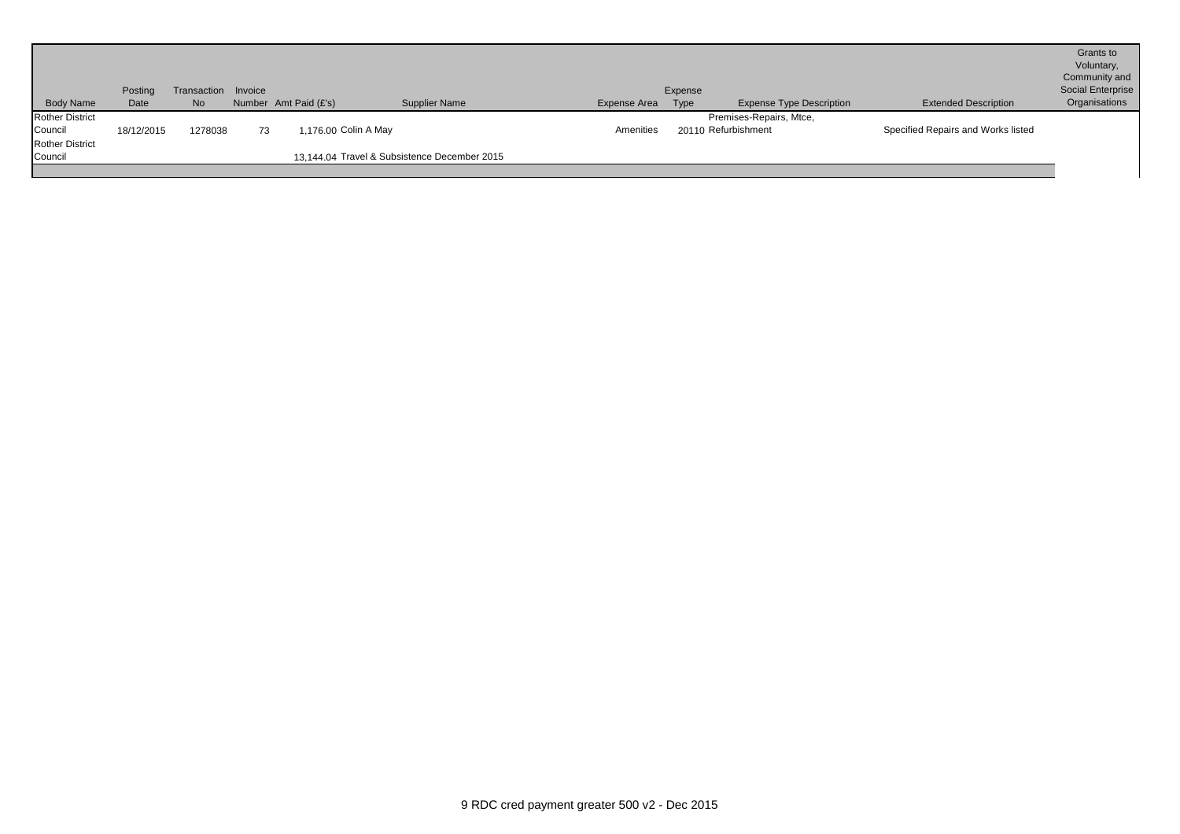| Body Name | Posting Date | Transaction No | Invoice Number | Amt Paid (£'s) | Supplier Name | Expense Area | Expense Type | Expense Type Description | Extended Description | Grants to Voluntary, Community and Social Enterprise Organisations |
|---|---|---|---|---|---|---|---|---|---|---|
| Rother District Council | 18/12/2015 | 1278038 | 73 | 1,176.00 | Colin A May | Amenities | 20110 | Premises-Repairs, Mtce, Refurbishment | Specified Repairs and Works listed | |
| Rother District Council | | | | 13,144.04 | Travel & Subsistence December 2015 | | | | | |

9 RDC cred payment greater 500 v2 - Dec 2015